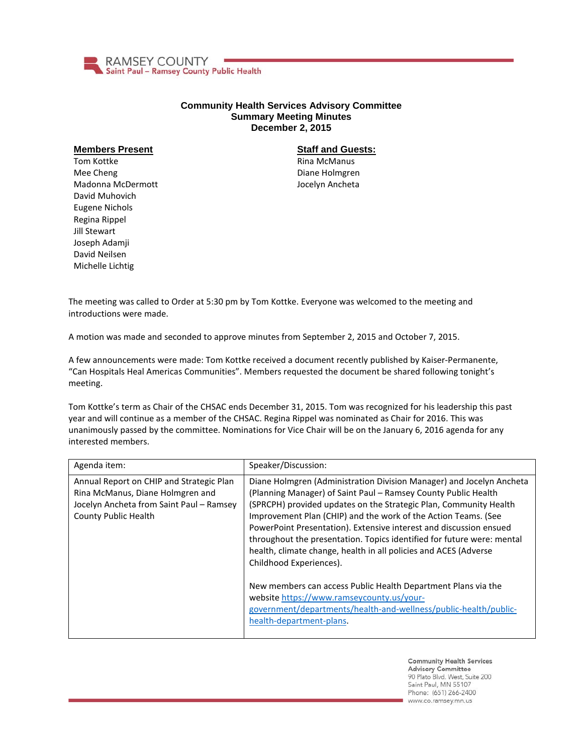RAMSEY COUNTY
Saint Paul – Ramsey County Public Health

# Community Health Services Advisory Committee
## Summary Meeting Minutes
## December 2, 2015

**Members Present**

Tom Kottke
Mee Cheng
Madonna McDermott
David Muhovich
Eugene Nichols
Regina Rippel
Jill Stewart
Joseph Adamji
David Neilsen
Michelle Lichtig

**Staff and Guests:**

Rina McManus
Diane Holmgren
Jocelyn Ancheta

The meeting was called to Order at 5:30 pm by Tom Kottke. Everyone was welcomed to the meeting and introductions were made.

A motion was made and seconded to approve minutes from September 2, 2015 and October 7, 2015.

A few announcements were made: Tom Kottke received a document recently published by Kaiser-Permanente, "Can Hospitals Heal Americas Communities". Members requested the document be shared following tonight's meeting.

Tom Kottke's term as Chair of the CHSAC ends December 31, 2015. Tom was recognized for his leadership this past year and will continue as a member of the CHSAC. Regina Rippel was nominated as Chair for 2016. This was unanimously passed by the committee. Nominations for Vice Chair will be on the January 6, 2016 agenda for any interested members.

| Agenda item: | Speaker/Discussion: |
|---|---|
| Annual Report on CHIP and Strategic Plan Rina McManus, Diane Holmgren and Jocelyn Ancheta from Saint Paul – Ramsey County Public Health | Diane Holmgren (Administration Division Manager) and Jocelyn Ancheta (Planning Manager) of Saint Paul – Ramsey County Public Health (SPRCPH) provided updates on the Strategic Plan, Community Health Improvement Plan (CHIP) and the work of the Action Teams. (See PowerPoint Presentation). Extensive interest and discussion ensued throughout the presentation. Topics identified for future were: mental health, climate change, health in all policies and ACES (Adverse Childhood Experiences).<br><br>New members can access Public Health Department Plans via the website https://www.ramseycounty.us/your-government/departments/health-and-wellness/public-health/public-health-department-plans. |

Community Health Services Advisory Committee
90 Plato Blvd. West, Suite 200
Saint Paul, MN 55107
Phone: (651) 266-2400
www.co.ramsey.mn.us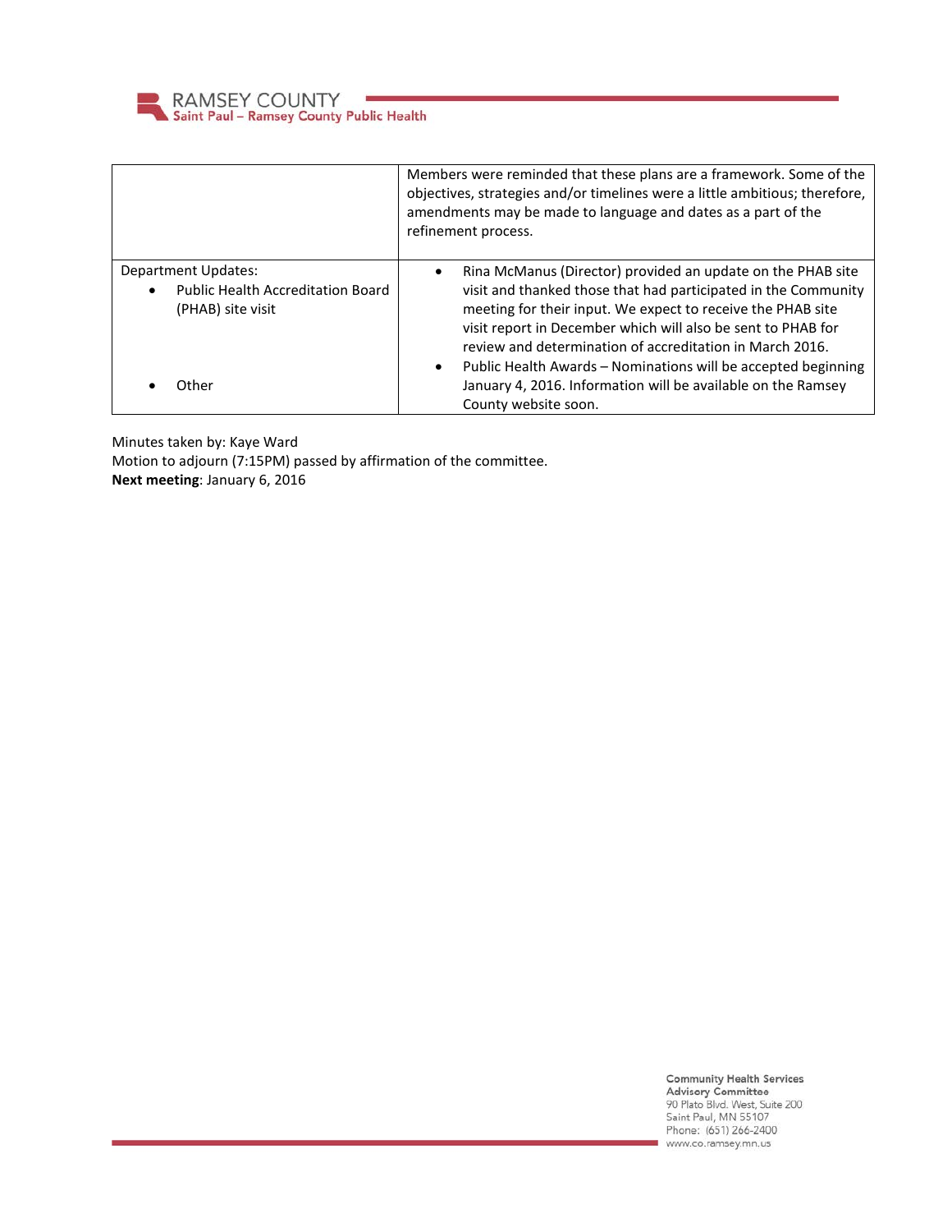| | |
|---|---|
| | Members were reminded that these plans are a framework. Some of the objectives, strategies and/or timelines were a little ambitious; therefore, amendments may be made to language and dates as a part of the refinement process. |
| Department Updates:<br>• Public Health Accreditation Board (PHAB) site visit<br><br>• Other | • Rina McManus (Director) provided an update on the PHAB site visit and thanked those that had participated in the Community meeting for their input. We expect to receive the PHAB site visit report in December which will also be sent to PHAB for review and determination of accreditation in March 2016.<br>• Public Health Awards – Nominations will be accepted beginning January 4, 2016. Information will be available on the Ramsey County website soon. |

Minutes taken by: Kaye Ward
Motion to adjourn (7:15PM) passed by affirmation of the committee.
**Next meeting**: January 6, 2016

Community Health Services Advisory Committee
90 Plato Blvd. West, Suite 200
Saint Paul, MN 55107
Phone: (651) 266-2400
www.co.ramsey.mn.us